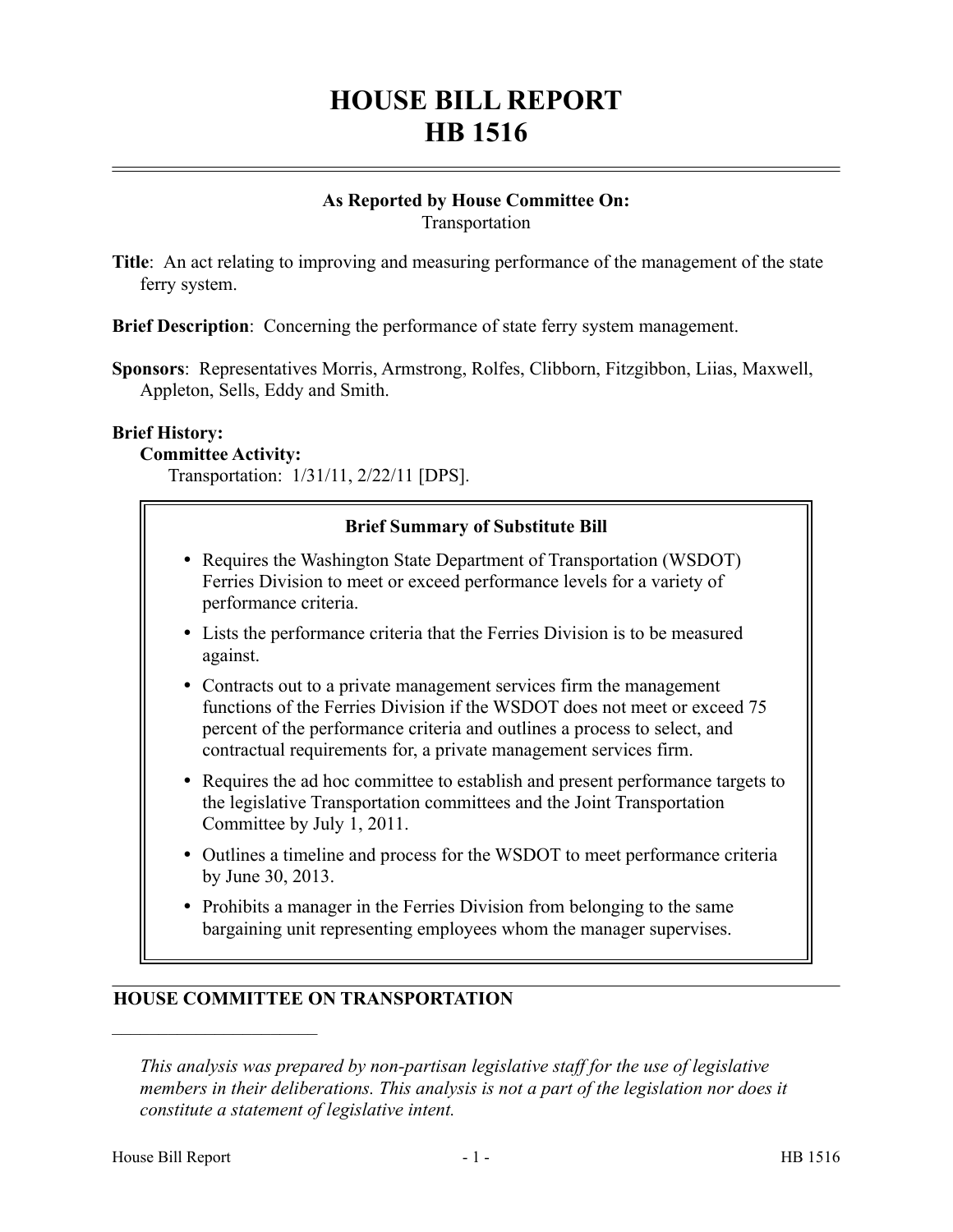# HOUSE BILL REPORT
# HB 1516

**As Reported by House Committee On:**
Transportation

**Title**: An act relating to improving and measuring performance of the management of the state ferry system.

**Brief Description**: Concerning the performance of state ferry system management.

**Sponsors**: Representatives Morris, Armstrong, Rolfes, Clibborn, Fitzgibbon, Liias, Maxwell, Appleton, Sells, Eddy and Smith.

**Brief History:**

**Committee Activity:**

Transportation: 1/31/11, 2/22/11 [DPS].

**Brief Summary of Substitute Bill**

- Requires the Washington State Department of Transportation (WSDOT) Ferries Division to meet or exceed performance levels for a variety of performance criteria.
- Lists the performance criteria that the Ferries Division is to be measured against.
- Contracts out to a private management services firm the management functions of the Ferries Division if the WSDOT does not meet or exceed 75 percent of the performance criteria and outlines a process to select, and contractual requirements for, a private management services firm.
- Requires the ad hoc committee to establish and present performance targets to the legislative Transportation committees and the Joint Transportation Committee by July 1, 2011.
- Outlines a timeline and process for the WSDOT to meet performance criteria by June 30, 2013.
- Prohibits a manager in the Ferries Division from belonging to the same bargaining unit representing employees whom the manager supervises.

## HOUSE COMMITTEE ON TRANSPORTATION

---

*This analysis was prepared by non-partisan legislative staff for the use of legislative members in their deliberations. This analysis is not a part of the legislation nor does it constitute a statement of legislative intent.*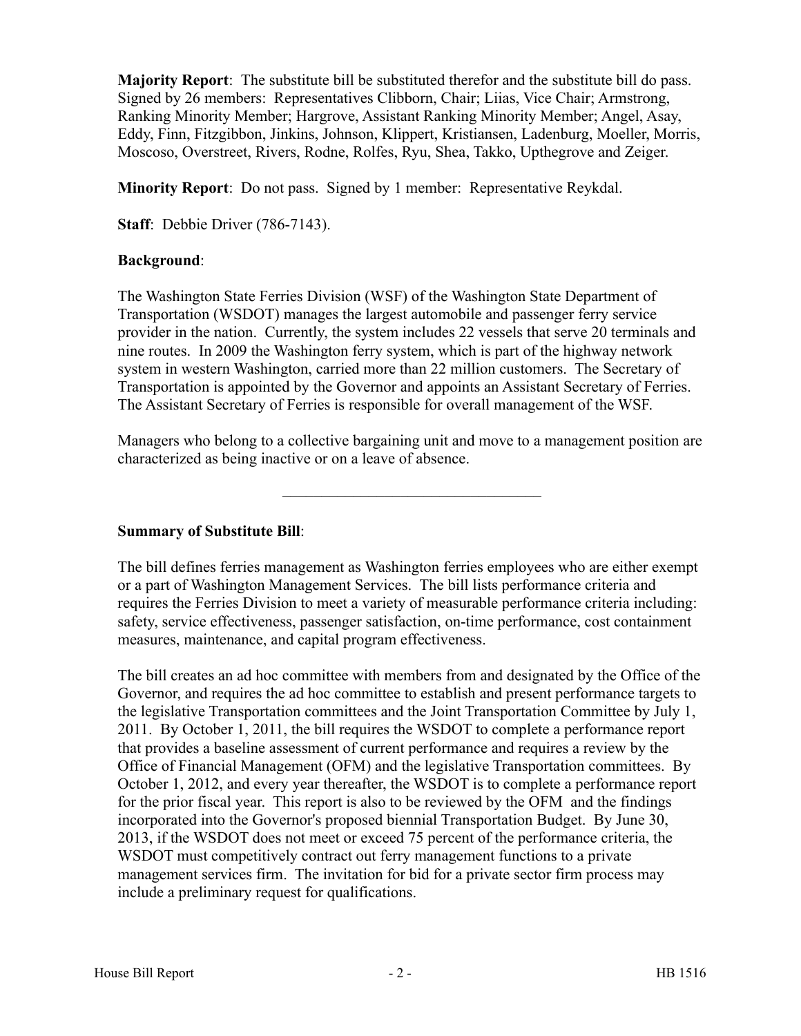**Majority Report**: The substitute bill be substituted therefor and the substitute bill do pass. Signed by 26 members: Representatives Clibborn, Chair; Liias, Vice Chair; Armstrong, Ranking Minority Member; Hargrove, Assistant Ranking Minority Member; Angel, Asay, Eddy, Finn, Fitzgibbon, Jinkins, Johnson, Klippert, Kristiansen, Ladenburg, Moeller, Morris, Moscoso, Overstreet, Rivers, Rodne, Rolfes, Ryu, Shea, Takko, Upthegrove and Zeiger.

**Minority Report**: Do not pass. Signed by 1 member: Representative Reykdal.

**Staff**: Debbie Driver (786-7143).

**Background**:

The Washington State Ferries Division (WSF) of the Washington State Department of Transportation (WSDOT) manages the largest automobile and passenger ferry service provider in the nation. Currently, the system includes 22 vessels that serve 20 terminals and nine routes. In 2009 the Washington ferry system, which is part of the highway network system in western Washington, carried more than 22 million customers. The Secretary of Transportation is appointed by the Governor and appoints an Assistant Secretary of Ferries. The Assistant Secretary of Ferries is responsible for overall management of the WSF.

Managers who belong to a collective bargaining unit and move to a management position are characterized as being inactive or on a leave of absence.

---

**Summary of Substitute Bill**:

The bill defines ferries management as Washington ferries employees who are either exempt or a part of Washington Management Services. The bill lists performance criteria and requires the Ferries Division to meet a variety of measurable performance criteria including: safety, service effectiveness, passenger satisfaction, on-time performance, cost containment measures, maintenance, and capital program effectiveness.

The bill creates an ad hoc committee with members from and designated by the Office of the Governor, and requires the ad hoc committee to establish and present performance targets to the legislative Transportation committees and the Joint Transportation Committee by July 1, 2011. By October 1, 2011, the bill requires the WSDOT to complete a performance report that provides a baseline assessment of current performance and requires a review by the Office of Financial Management (OFM) and the legislative Transportation committees. By October 1, 2012, and every year thereafter, the WSDOT is to complete a performance report for the prior fiscal year. This report is also to be reviewed by the OFM and the findings incorporated into the Governor's proposed biennial Transportation Budget. By June 30, 2013, if the WSDOT does not meet or exceed 75 percent of the performance criteria, the WSDOT must competitively contract out ferry management functions to a private management services firm. The invitation for bid for a private sector firm process may include a preliminary request for qualifications.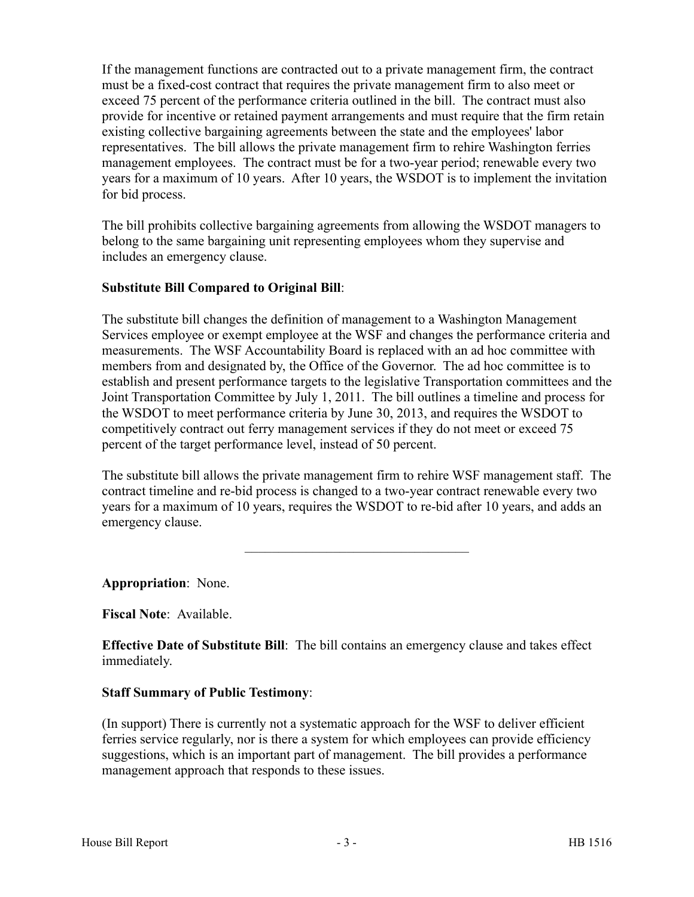If the management functions are contracted out to a private management firm, the contract must be a fixed-cost contract that requires the private management firm to also meet or exceed 75 percent of the performance criteria outlined in the bill. The contract must also provide for incentive or retained payment arrangements and must require that the firm retain existing collective bargaining agreements between the state and the employees' labor representatives. The bill allows the private management firm to rehire Washington ferries management employees. The contract must be for a two-year period; renewable every two years for a maximum of 10 years. After 10 years, the WSDOT is to implement the invitation for bid process.

The bill prohibits collective bargaining agreements from allowing the WSDOT managers to belong to the same bargaining unit representing employees whom they supervise and includes an emergency clause.

**Substitute Bill Compared to Original Bill**:

The substitute bill changes the definition of management to a Washington Management Services employee or exempt employee at the WSF and changes the performance criteria and measurements. The WSF Accountability Board is replaced with an ad hoc committee with members from and designated by, the Office of the Governor. The ad hoc committee is to establish and present performance targets to the legislative Transportation committees and the Joint Transportation Committee by July 1, 2011. The bill outlines a timeline and process for the WSDOT to meet performance criteria by June 30, 2013, and requires the WSDOT to competitively contract out ferry management services if they do not meet or exceed 75 percent of the target performance level, instead of 50 percent.

The substitute bill allows the private management firm to rehire WSF management staff. The contract timeline and re-bid process is changed to a two-year contract renewable every two years for a maximum of 10 years, requires the WSDOT to re-bid after 10 years, and adds an emergency clause.

---

**Appropriation**: None.

**Fiscal Note**: Available.

**Effective Date of Substitute Bill**: The bill contains an emergency clause and takes effect immediately.

**Staff Summary of Public Testimony**:

(In support) There is currently not a systematic approach for the WSF to deliver efficient ferries service regularly, nor is there a system for which employees can provide efficiency suggestions, which is an important part of management. The bill provides a performance management approach that responds to these issues.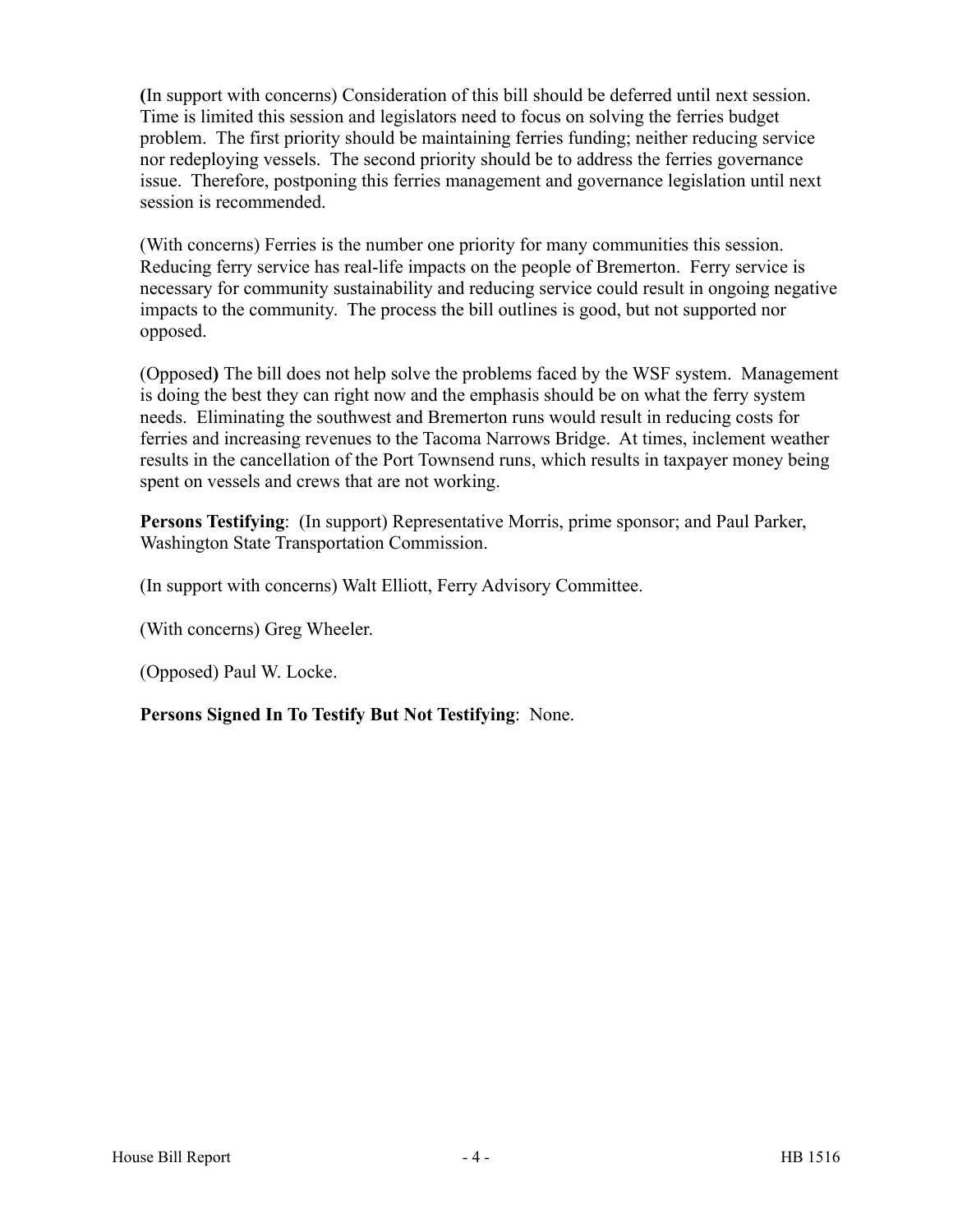(In support with concerns) Consideration of this bill should be deferred until next session. Time is limited this session and legislators need to focus on solving the ferries budget problem. The first priority should be maintaining ferries funding; neither reducing service nor redeploying vessels. The second priority should be to address the ferries governance issue. Therefore, postponing this ferries management and governance legislation until next session is recommended.

(With concerns) Ferries is the number one priority for many communities this session. Reducing ferry service has real-life impacts on the people of Bremerton. Ferry service is necessary for community sustainability and reducing service could result in ongoing negative impacts to the community. The process the bill outlines is good, but not supported nor opposed.

(Opposed) The bill does not help solve the problems faced by the WSF system. Management is doing the best they can right now and the emphasis should be on what the ferry system needs. Eliminating the southwest and Bremerton runs would result in reducing costs for ferries and increasing revenues to the Tacoma Narrows Bridge. At times, inclement weather results in the cancellation of the Port Townsend runs, which results in taxpayer money being spent on vessels and crews that are not working.

**Persons Testifying**: (In support) Representative Morris, prime sponsor; and Paul Parker, Washington State Transportation Commission.

(In support with concerns) Walt Elliott, Ferry Advisory Committee.

(With concerns) Greg Wheeler.

(Opposed) Paul W. Locke.

**Persons Signed In To Testify But Not Testifying**: None.